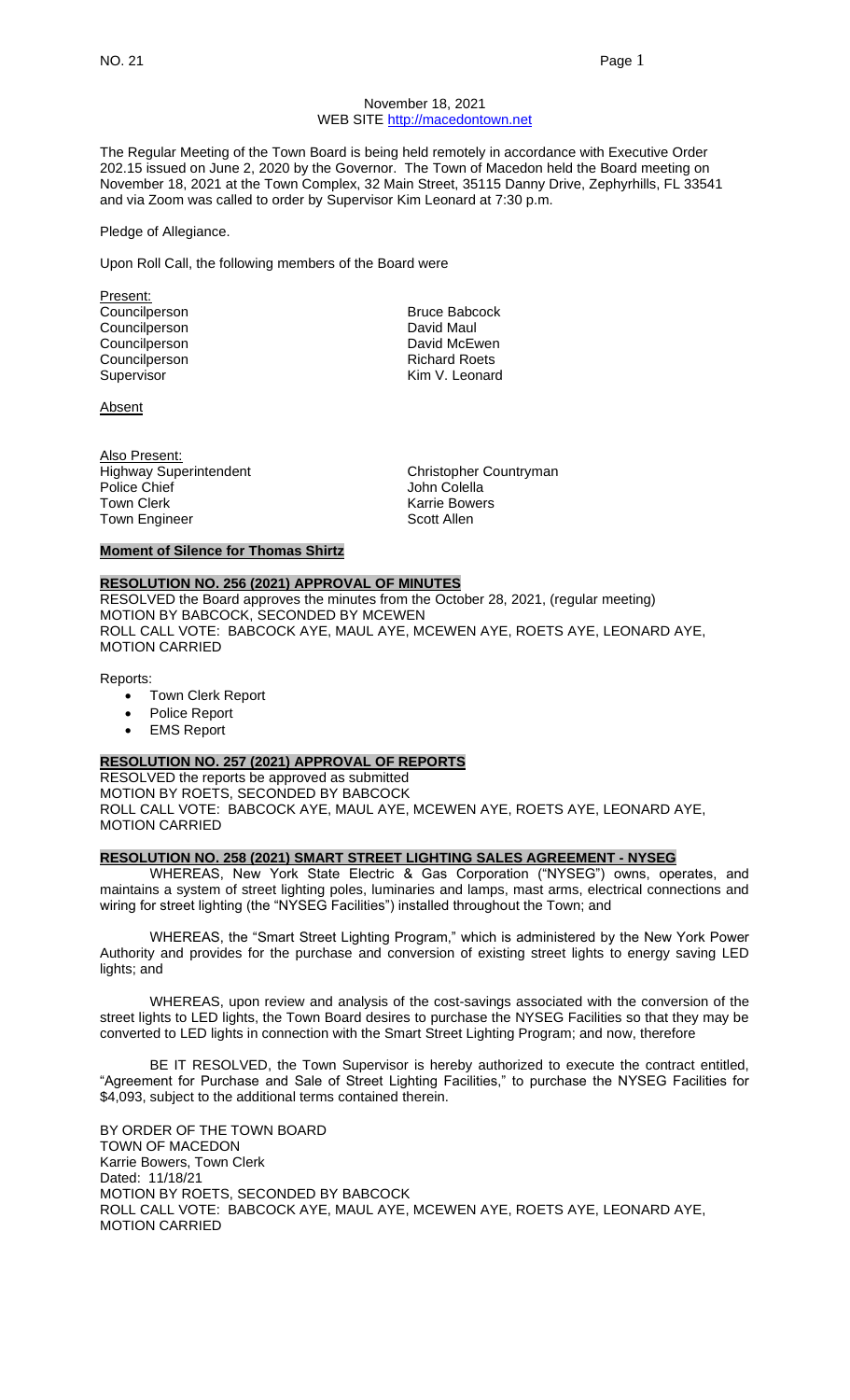November 18, 2021
WEB SITE http://macedontown.net

The Regular Meeting of the Town Board is being held remotely in accordance with Executive Order 202.15 issued on June 2, 2020 by the Governor. The Town of Macedon held the Board meeting on November 18, 2021 at the Town Complex, 32 Main Street, 35115 Danny Drive, Zephyrhills, FL 33541 and via Zoom was called to order by Supervisor Kim Leonard at 7:30 p.m.

Pledge of Allegiance.

Upon Roll Call, the following members of the Board were

Present:

| | |
|---|---|
| Councilperson | Bruce Babcock |
| Councilperson | David Maul |
| Councilperson | David McEwen |
| Councilperson | Richard Roets |
| Supervisor | Kim V. Leonard |

Absent

Also Present:

| | |
|---|---|
| Highway Superintendent | Christopher Countryman |
| Police Chief | John Colella |
| Town Clerk | Karrie Bowers |
| Town Engineer | Scott Allen |

**Moment of Silence for Thomas Shirtz**

**RESOLUTION NO. 256 (2021) APPROVAL OF MINUTES**

RESOLVED the Board approves the minutes from the October 28, 2021, (regular meeting)
MOTION BY BABCOCK, SECONDED BY MCEWEN
ROLL CALL VOTE: BABCOCK AYE, MAUL AYE, MCEWEN AYE, ROETS AYE, LEONARD AYE, MOTION CARRIED

Reports:

- Town Clerk Report
- Police Report
- EMS Report

**RESOLUTION NO. 257 (2021) APPROVAL OF REPORTS**

RESOLVED the reports be approved as submitted
MOTION BY ROETS, SECONDED BY BABCOCK
ROLL CALL VOTE: BABCOCK AYE, MAUL AYE, MCEWEN AYE, ROETS AYE, LEONARD AYE, MOTION CARRIED

**RESOLUTION NO. 258 (2021) SMART STREET LIGHTING SALES AGREEMENT - NYSEG**

WHEREAS, New York State Electric & Gas Corporation ("NYSEG") owns, operates, and maintains a system of street lighting poles, luminaries and lamps, mast arms, electrical connections and wiring for street lighting (the "NYSEG Facilities") installed throughout the Town; and

WHEREAS, the "Smart Street Lighting Program," which is administered by the New York Power Authority and provides for the purchase and conversion of existing street lights to energy saving LED lights; and

WHEREAS, upon review and analysis of the cost-savings associated with the conversion of the street lights to LED lights, the Town Board desires to purchase the NYSEG Facilities so that they may be converted to LED lights in connection with the Smart Street Lighting Program; and now, therefore

BE IT RESOLVED, the Town Supervisor is hereby authorized to execute the contract entitled, "Agreement for Purchase and Sale of Street Lighting Facilities," to purchase the NYSEG Facilities for $4,093, subject to the additional terms contained therein.

BY ORDER OF THE TOWN BOARD
TOWN OF MACEDON
Karrie Bowers, Town Clerk
Dated: 11/18/21
MOTION BY ROETS, SECONDED BY BABCOCK
ROLL CALL VOTE: BABCOCK AYE, MAUL AYE, MCEWEN AYE, ROETS AYE, LEONARD AYE, MOTION CARRIED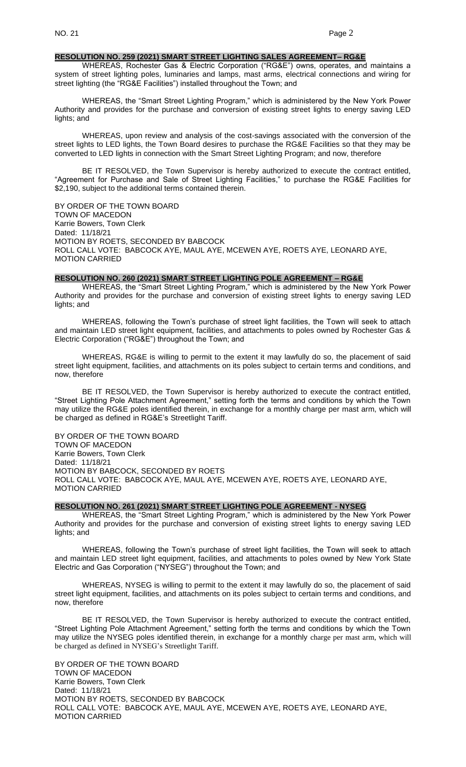## RESOLUTION NO. 259 (2021) SMART STREET LIGHTING SALES AGREEMENT– RG&E

WHEREAS, Rochester Gas & Electric Corporation ("RG&E") owns, operates, and maintains a system of street lighting poles, luminaries and lamps, mast arms, electrical connections and wiring for street lighting (the "RG&E Facilities") installed throughout the Town; and

WHEREAS, the "Smart Street Lighting Program," which is administered by the New York Power Authority and provides for the purchase and conversion of existing street lights to energy saving LED lights; and

WHEREAS, upon review and analysis of the cost-savings associated with the conversion of the street lights to LED lights, the Town Board desires to purchase the RG&E Facilities so that they may be converted to LED lights in connection with the Smart Street Lighting Program; and now, therefore

BE IT RESOLVED, the Town Supervisor is hereby authorized to execute the contract entitled, "Agreement for Purchase and Sale of Street Lighting Facilities," to purchase the RG&E Facilities for $2,190, subject to the additional terms contained therein.

BY ORDER OF THE TOWN BOARD
TOWN OF MACEDON
Karrie Bowers, Town Clerk
Dated: 11/18/21
MOTION BY ROETS, SECONDED BY BABCOCK
ROLL CALL VOTE: BABCOCK AYE, MAUL AYE, MCEWEN AYE, ROETS AYE, LEONARD AYE,
MOTION CARRIED

## RESOLUTION NO. 260 (2021) SMART STREET LIGHTING POLE AGREEMENT – RG&E

WHEREAS, the "Smart Street Lighting Program," which is administered by the New York Power Authority and provides for the purchase and conversion of existing street lights to energy saving LED lights; and

WHEREAS, following the Town's purchase of street light facilities, the Town will seek to attach and maintain LED street light equipment, facilities, and attachments to poles owned by Rochester Gas & Electric Corporation ("RG&E") throughout the Town; and

WHEREAS, RG&E is willing to permit to the extent it may lawfully do so, the placement of said street light equipment, facilities, and attachments on its poles subject to certain terms and conditions, and now, therefore

BE IT RESOLVED, the Town Supervisor is hereby authorized to execute the contract entitled, "Street Lighting Pole Attachment Agreement," setting forth the terms and conditions by which the Town may utilize the RG&E poles identified therein, in exchange for a monthly charge per mast arm, which will be charged as defined in RG&E's Streetlight Tariff.

BY ORDER OF THE TOWN BOARD
TOWN OF MACEDON
Karrie Bowers, Town Clerk
Dated: 11/18/21
MOTION BY BABCOCK, SECONDED BY ROETS
ROLL CALL VOTE: BABCOCK AYE, MAUL AYE, MCEWEN AYE, ROETS AYE, LEONARD AYE,
MOTION CARRIED

## RESOLUTION NO. 261 (2021) SMART STREET LIGHTING POLE AGREEMENT - NYSEG

WHEREAS, the "Smart Street Lighting Program," which is administered by the New York Power Authority and provides for the purchase and conversion of existing street lights to energy saving LED lights; and

WHEREAS, following the Town's purchase of street light facilities, the Town will seek to attach and maintain LED street light equipment, facilities, and attachments to poles owned by New York State Electric and Gas Corporation ("NYSEG") throughout the Town; and

WHEREAS, NYSEG is willing to permit to the extent it may lawfully do so, the placement of said street light equipment, facilities, and attachments on its poles subject to certain terms and conditions, and now, therefore

BE IT RESOLVED, the Town Supervisor is hereby authorized to execute the contract entitled, "Street Lighting Pole Attachment Agreement," setting forth the terms and conditions by which the Town may utilize the NYSEG poles identified therein, in exchange for a monthly charge per mast arm, which will be charged as defined in NYSEG's Streetlight Tariff.

BY ORDER OF THE TOWN BOARD
TOWN OF MACEDON
Karrie Bowers, Town Clerk
Dated: 11/18/21
MOTION BY ROETS, SECONDED BY BABCOCK
ROLL CALL VOTE: BABCOCK AYE, MAUL AYE, MCEWEN AYE, ROETS AYE, LEONARD AYE,
MOTION CARRIED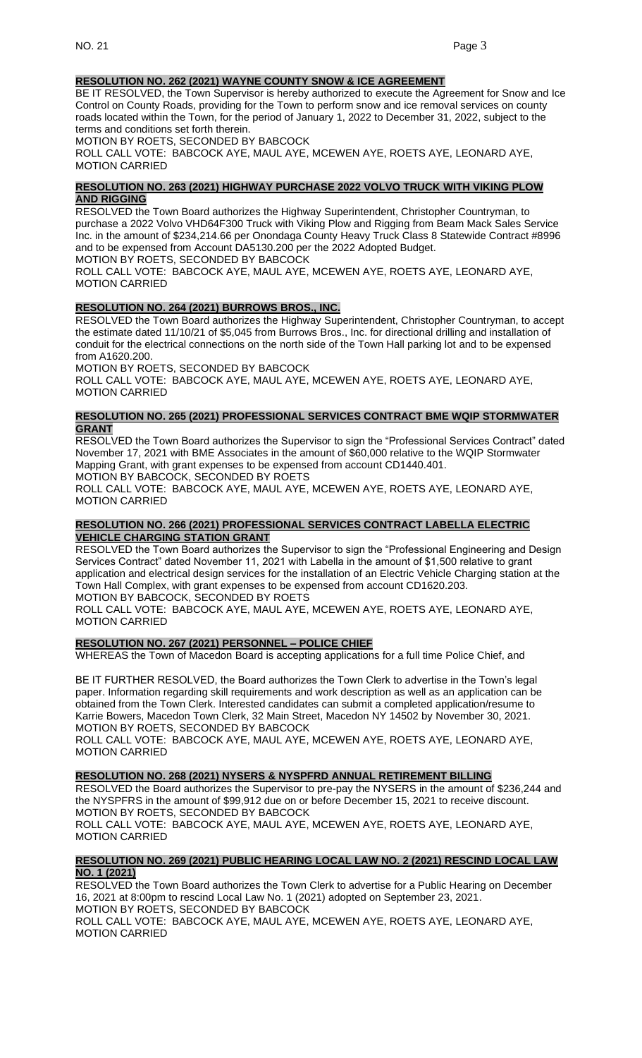**RESOLUTION NO. 262 (2021) WAYNE COUNTY SNOW & ICE AGREEMENT**

BE IT RESOLVED, the Town Supervisor is hereby authorized to execute the Agreement for Snow and Ice Control on County Roads, providing for the Town to perform snow and ice removal services on county roads located within the Town, for the period of January 1, 2022 to December 31, 2022, subject to the terms and conditions set forth therein.
MOTION BY ROETS, SECONDED BY BABCOCK
ROLL CALL VOTE: BABCOCK AYE, MAUL AYE, MCEWEN AYE, ROETS AYE, LEONARD AYE, MOTION CARRIED

**RESOLUTION NO. 263 (2021) HIGHWAY PURCHASE 2022 VOLVO TRUCK WITH VIKING PLOW AND RIGGING**

RESOLVED the Town Board authorizes the Highway Superintendent, Christopher Countryman, to purchase a 2022 Volvo VHD64F300 Truck with Viking Plow and Rigging from Beam Mack Sales Service Inc. in the amount of $234,214.66 per Onondaga County Heavy Truck Class 8 Statewide Contract #8996 and to be expensed from Account DA5130.200 per the 2022 Adopted Budget.
MOTION BY ROETS, SECONDED BY BABCOCK
ROLL CALL VOTE: BABCOCK AYE, MAUL AYE, MCEWEN AYE, ROETS AYE, LEONARD AYE, MOTION CARRIED

**RESOLUTION NO. 264 (2021) BURROWS BROS., INC.**

RESOLVED the Town Board authorizes the Highway Superintendent, Christopher Countryman, to accept the estimate dated 11/10/21 of $5,045 from Burrows Bros., Inc. for directional drilling and installation of conduit for the electrical connections on the north side of the Town Hall parking lot and to be expensed from A1620.200.
MOTION BY ROETS, SECONDED BY BABCOCK
ROLL CALL VOTE: BABCOCK AYE, MAUL AYE, MCEWEN AYE, ROETS AYE, LEONARD AYE, MOTION CARRIED

**RESOLUTION NO. 265 (2021) PROFESSIONAL SERVICES CONTRACT BME WQIP STORMWATER GRANT**

RESOLVED the Town Board authorizes the Supervisor to sign the "Professional Services Contract" dated November 17, 2021 with BME Associates in the amount of $60,000 relative to the WQIP Stormwater Mapping Grant, with grant expenses to be expensed from account CD1440.401.
MOTION BY BABCOCK, SECONDED BY ROETS
ROLL CALL VOTE: BABCOCK AYE, MAUL AYE, MCEWEN AYE, ROETS AYE, LEONARD AYE, MOTION CARRIED

**RESOLUTION NO. 266 (2021) PROFESSIONAL SERVICES CONTRACT LABELLA ELECTRIC VEHICLE CHARGING STATION GRANT**

RESOLVED the Town Board authorizes the Supervisor to sign the "Professional Engineering and Design Services Contract" dated November 11, 2021 with Labella in the amount of $1,500 relative to grant application and electrical design services for the installation of an Electric Vehicle Charging station at the Town Hall Complex, with grant expenses to be expensed from account CD1620.203.
MOTION BY BABCOCK, SECONDED BY ROETS
ROLL CALL VOTE: BABCOCK AYE, MAUL AYE, MCEWEN AYE, ROETS AYE, LEONARD AYE, MOTION CARRIED

**RESOLUTION NO. 267 (2021) PERSONNEL – POLICE CHIEF**

WHEREAS the Town of Macedon Board is accepting applications for a full time Police Chief, and

BE IT FURTHER RESOLVED, the Board authorizes the Town Clerk to advertise in the Town's legal paper. Information regarding skill requirements and work description as well as an application can be obtained from the Town Clerk. Interested candidates can submit a completed application/resume to Karrie Bowers, Macedon Town Clerk, 32 Main Street, Macedon NY 14502 by November 30, 2021.
MOTION BY ROETS, SECONDED BY BABCOCK
ROLL CALL VOTE: BABCOCK AYE, MAUL AYE, MCEWEN AYE, ROETS AYE, LEONARD AYE, MOTION CARRIED

**RESOLUTION NO. 268 (2021) NYSERS & NYSPFRD ANNUAL RETIREMENT BILLING**

RESOLVED the Board authorizes the Supervisor to pre-pay the NYSERS in the amount of $236,244 and the NYSPFRS in the amount of $99,912 due on or before December 15, 2021 to receive discount.
MOTION BY ROETS, SECONDED BY BABCOCK
ROLL CALL VOTE: BABCOCK AYE, MAUL AYE, MCEWEN AYE, ROETS AYE, LEONARD AYE, MOTION CARRIED

**RESOLUTION NO. 269 (2021) PUBLIC HEARING LOCAL LAW NO. 2 (2021) RESCIND LOCAL LAW NO. 1 (2021)**

RESOLVED the Town Board authorizes the Town Clerk to advertise for a Public Hearing on December 16, 2021 at 8:00pm to rescind Local Law No. 1 (2021) adopted on September 23, 2021.
MOTION BY ROETS, SECONDED BY BABCOCK
ROLL CALL VOTE: BABCOCK AYE, MAUL AYE, MCEWEN AYE, ROETS AYE, LEONARD AYE, MOTION CARRIED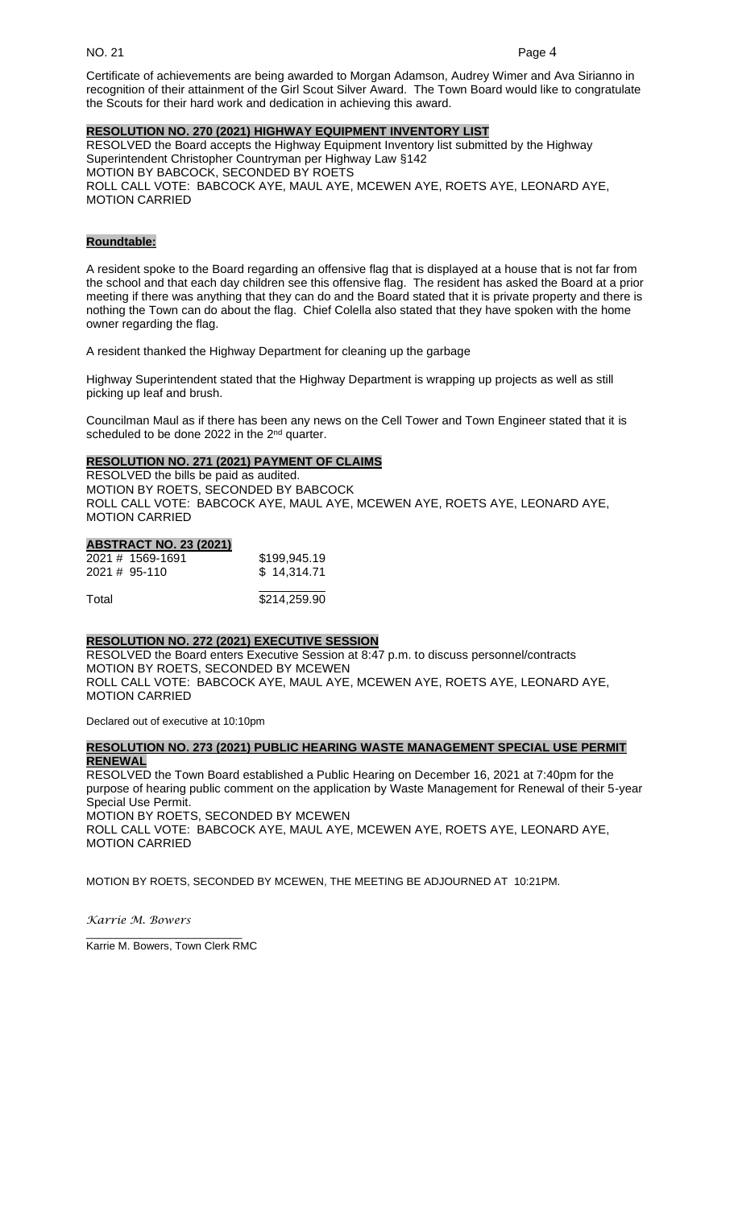Certificate of achievements are being awarded to Morgan Adamson, Audrey Wimer and Ava Sirianno in recognition of their attainment of the Girl Scout Silver Award. The Town Board would like to congratulate the Scouts for their hard work and dedication in achieving this award.

**RESOLUTION NO. 270 (2021) HIGHWAY EQUIPMENT INVENTORY LIST**

RESOLVED the Board accepts the Highway Equipment Inventory list submitted by the Highway Superintendent Christopher Countryman per Highway Law §142
MOTION BY BABCOCK, SECONDED BY ROETS
ROLL CALL VOTE: BABCOCK AYE, MAUL AYE, MCEWEN AYE, ROETS AYE, LEONARD AYE, MOTION CARRIED

**Roundtable:**

A resident spoke to the Board regarding an offensive flag that is displayed at a house that is not far from the school and that each day children see this offensive flag. The resident has asked the Board at a prior meeting if there was anything that they can do and the Board stated that it is private property and there is nothing the Town can do about the flag. Chief Colella also stated that they have spoken with the home owner regarding the flag.

A resident thanked the Highway Department for cleaning up the garbage

Highway Superintendent stated that the Highway Department is wrapping up projects as well as still picking up leaf and brush.

Councilman Maul as if there has been any news on the Cell Tower and Town Engineer stated that it is scheduled to be done 2022 in the 2nd quarter.

**RESOLUTION NO. 271 (2021) PAYMENT OF CLAIMS**

RESOLVED the bills be paid as audited.
MOTION BY ROETS, SECONDED BY BABCOCK
ROLL CALL VOTE: BABCOCK AYE, MAUL AYE, MCEWEN AYE, ROETS AYE, LEONARD AYE, MOTION CARRIED

**ABSTRACT NO. 23 (2021)**

| | |
|---|---|
| 2021 # 1569-1691 | $199,945.19 |
| 2021 # 95-110 | $ 14,314.71 |
| Total | $214,259.90 |

**RESOLUTION NO. 272 (2021) EXECUTIVE SESSION**

RESOLVED the Board enters Executive Session at 8:47 p.m. to discuss personnel/contracts
MOTION BY ROETS, SECONDED BY MCEWEN
ROLL CALL VOTE: BABCOCK AYE, MAUL AYE, MCEWEN AYE, ROETS AYE, LEONARD AYE, MOTION CARRIED

Declared out of executive at 10:10pm

**RESOLUTION NO. 273 (2021) PUBLIC HEARING WASTE MANAGEMENT SPECIAL USE PERMIT RENEWAL**

RESOLVED the Town Board established a Public Hearing on December 16, 2021 at 7:40pm for the purpose of hearing public comment on the application by Waste Management for Renewal of their 5-year Special Use Permit.
MOTION BY ROETS, SECONDED BY MCEWEN
ROLL CALL VOTE: BABCOCK AYE, MAUL AYE, MCEWEN AYE, ROETS AYE, LEONARD AYE, MOTION CARRIED

MOTION BY ROETS, SECONDED BY MCEWEN, THE MEETING BE ADJOURNED AT 10:21PM.

*Karrie M. Bowers*

Karrie M. Bowers, Town Clerk RMC